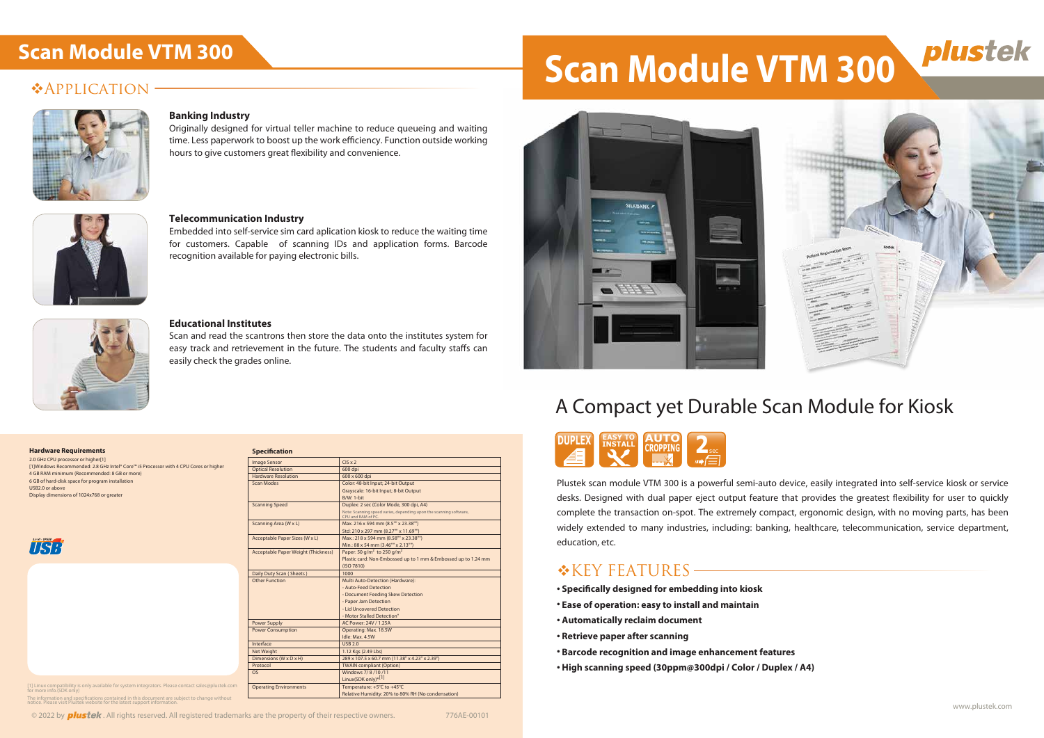# Scan Module VTM 300

## ❖APPLICATION

### Banking Industry

Originally designed for virtual teller machine to reduce queueing and waiting time. Less paperwork to boost up the work efficiency. Function outside working hours to give customers great flexibility and convenience.

### Telecommunication Industry

Embedded into self-service sim card aplication kiosk to reduce the waiting time for customers. Capable of scanning IDs and application forms. Barcode recognition available for paying electronic bills.

### Educational Institutes

Scan and read the scantrons then store the data onto the institutes system for easy track and retrievement in the future. The students and faculty staffs can easily check the grades online.

### Hardware Requirements

2.0 GHz CPU processor or higher[1]
[1]Windows Recommended: 2.8 GHz Intel® Core™ i5 Processor with 4 CPU Cores or higher
4 GB RAM minimum (Recommended: 8 GB or more)
6 GB of hard-disk space for program installation
USB2.0 or above
Display dimensions of 1024x768 or greater

### Specification

| | |
|---|---|
| Image Sensor | CIS x 2 |
| Optical Resolution | 600 dpi |
| Hardware Resolution | 600 x 600 dpi |
| Scan Modes | Color: 48-bit Input; 24-bit Output<br>Grayscale: 16-bit Input; 8-bit Output<br>B/W: 1-bit |
| Scanning Speed | Duplex: 2 sec (Color Mode, 300 dpi, A4)<br>Note: Scanning speed varies, depending upon the scanning software, CPU and RAM of PC. |
| Scanning Area (W x L) | Max. 216 x 594 mm (8.5" x 23.38")<br>Std. 210 x 297 mm (8.27" x 11.69") |
| Acceptable Paper Sizes (W x L) | Max.: 218 x 594 mm (8.58" x 23.38")<br>Min.: 88 x 54 mm (3.46" x 2.13") |
| Acceptable Paper Weight (Thickness) | Paper: 50 g/m² to 250 g/m²<br>Plastic card: Non-Embossed up to 1 mm & Embossed up to 1.24 mm (ISO 7810) |
| Daily Duty Scan ( Sheets ) | 1000 |
| Other Function | Multi Auto-Detection (Hardware):<br>- Auto-Feed Detection<br>- Document Feeding Skew Detection<br>- Paper Jam Detection<br>- Lid Uncovered Detection<br>- Motor Stalled Detection* |
| Power Supply | AC Power: 24V / 1.25A |
| Power Consumption | Operating: Max. 18.5W<br>Idle: Max. 4.5W |
| Interface | USB 2.0 |
| Net Weight | 1.12 Kgs (2.49 Lbs) |
| Dimensions (W x D x H) | 289 x 107.5 x 60.7 mm (11.38" x 4.23" x 2.39") |
| Protocol | TWAIN compliant (Option) |
| OS | Windows 7 / 8 /10 /11<br>Linux(SDK only)*[1] |
| Operating Environments | Temperature: +5°C to +45°C<br>Relative Humidity: 20% to 80% RH (No condensation) |

[1] Linux compatibility is only available for system integrators. Please contact sales@plustek.com for more info (SDK only)

The information and specifications contained in this document are subject to change without notice. Please visit Plustek website for the latest support information.

© 2022 by plustek. All rights reserved. All registered trademarks are the property of their respective owners. 776AE-00101

# Scan Module VTM 300

## A Compact yet Durable Scan Module for Kiosk

DUPLEX | EASY TO INSTALL | AUTO CROPPING | 2 sec

Plustek scan module VTM 300 is a powerful semi-auto device, easily integrated into self-service kiosk or service desks. Designed with dual paper eject output feature that provides the greatest flexibility for user to quickly complete the transaction on-spot. The extremely compact, ergonomic design, with no moving parts, has been widely extended to many industries, including: banking, healthcare, telecommunication, service department, education, etc.

## ❖KEY FEATURES

- **Specifically designed for embedding into kiosk**
- **Ease of operation: easy to install and maintain**
- **Automatically reclaim document**
- **Retrieve paper after scanning**
- **Barcode recognition and image enhancement features**
- **High scanning speed (30ppm@300dpi / Color / Duplex / A4)**

www.plustek.com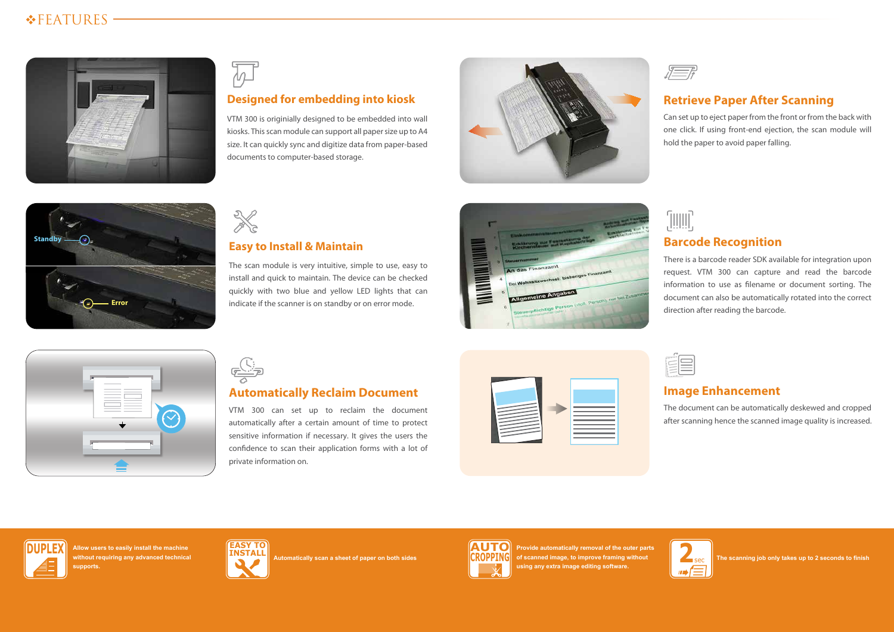# ❖FEATURES

## Designed for embedding into kiosk

VTM 300 is originially designed to be embedded into wall kiosks. This scan module can support all paper size up to A4 size. It can quickly sync and digitize data from paper-based documents to computer-based storage.

## Retrieve Paper After Scanning

Can set up to eject paper from the front or from the back with one click. If using front-end ejection, the scan module will hold the paper to avoid paper falling.

## Easy to Install & Maintain

The scan module is very intuitive, simple to use, easy to install and quick to maintain. The device can be checked quickly with two blue and yellow LED lights that can indicate if the scanner is on standby or on error mode.

## Barcode Recognition

There is a barcode reader SDK available for integration upon request. VTM 300 can capture and read the barcode information to use as filename or document sorting. The document can also be automatically rotated into the correct direction after reading the barcode.

## Automatically Reclaim Document

VTM 300 can set up to reclaim the document automatically after a certain amount of time to protect sensitive information if necessary. It gives the users the confidence to scan their application forms with a lot of private information on.

## Image Enhancement

The document can be automatically deskewed and cropped after scanning hence the scanned image quality is increased.

**DUPLEX**

**Allow users to easily install the machine without requiring any advanced technical supports.**

**EASY TO INSTALL**

**Automatically scan a sheet of paper on both sides**

**AUTO CROPPING**

**Provide automatically removal of the outer parts of scanned image, to improve framing without using any extra image editing software.**

**2 sec**

**The scanning job only takes up to 2 seconds to finish**